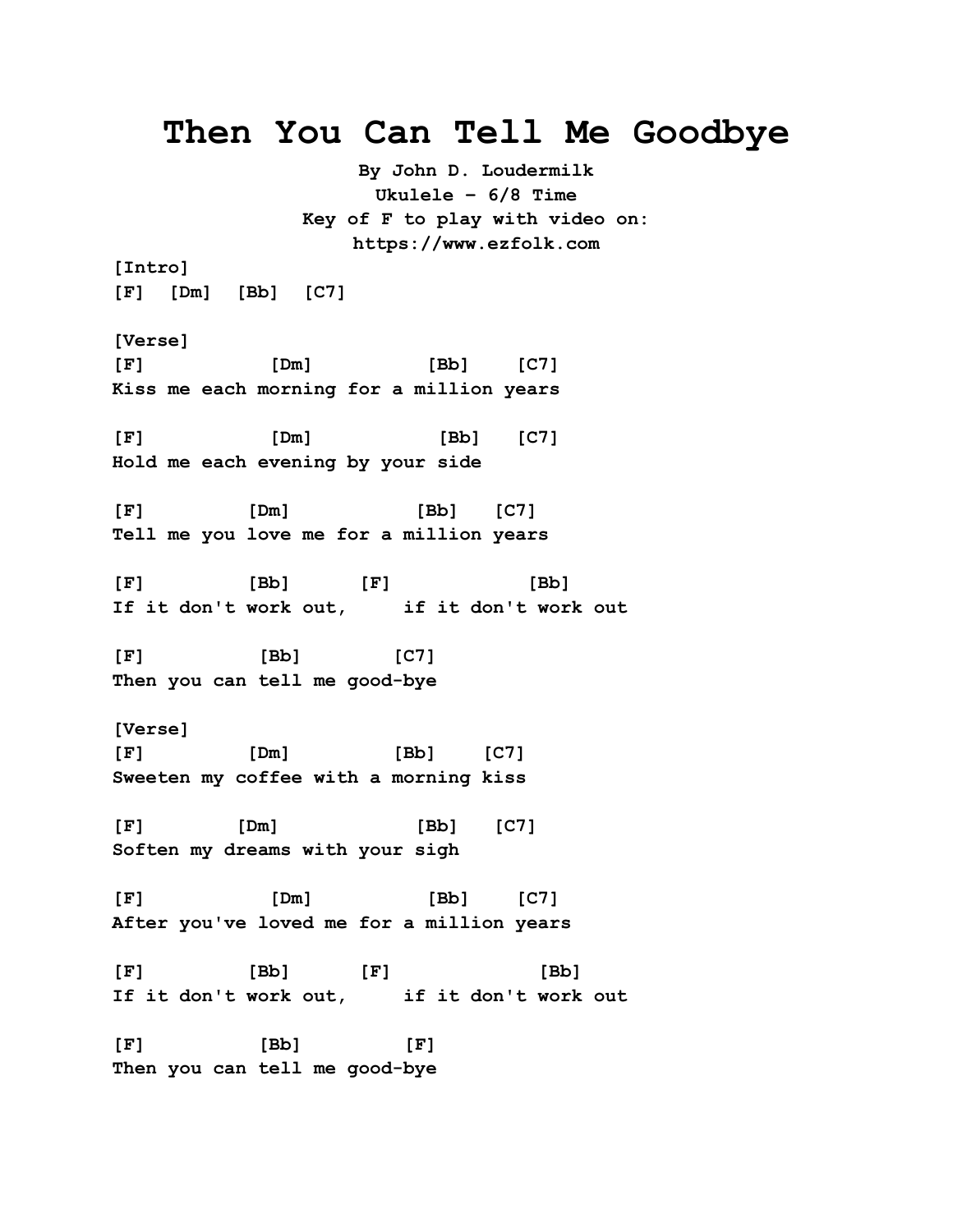# Then You Can Tell Me Goodbye

**By John D. Loudermilk**
**Ukulele - 6/8 Time**
**Key of F to play with video on:**
**https://www.ezfolk.com**

```
[Intro]
[F]  [Dm]  [Bb]  [C7]

[Verse]
[F]           [Dm]          [Bb]    [C7]
Kiss me each morning for a million years

[F]           [Dm]            [Bb]   [C7]
Hold me each evening by your side

[F]         [Dm]           [Bb]   [C7]
Tell me you love me for a million years

[F]         [Bb]      [F]            [Bb]
If it don't work out,     if it don't work out

[F]          [Bb]        [C7]
Then you can tell me good-bye

[Verse]
[F]         [Dm]         [Bb]    [C7]
Sweeten my coffee with a morning kiss

[F]        [Dm]             [Bb]   [C7]
Soften my dreams with your sigh

[F]           [Dm]          [Bb]    [C7]
After you've loved me for a million years

[F]         [Bb]      [F]             [Bb]
If it don't work out,     if it don't work out

[F]          [Bb]         [F]
Then you can tell me good-bye
```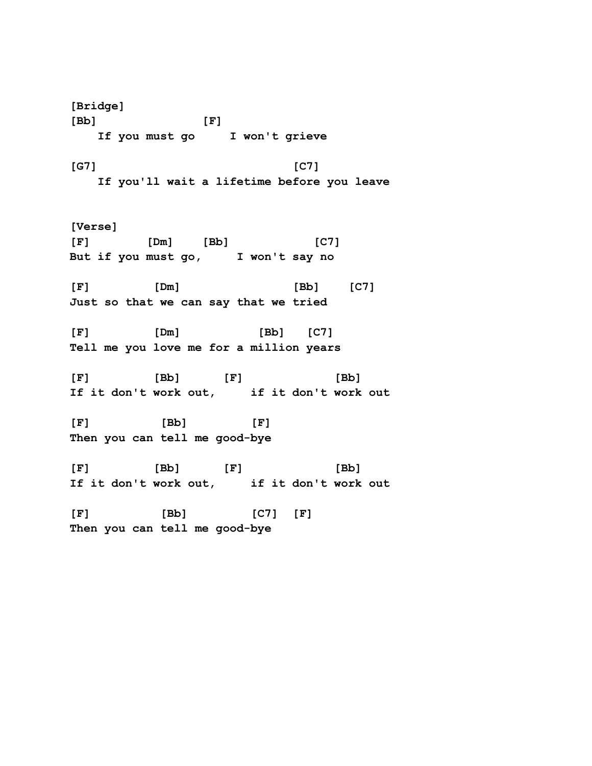```
[Bridge]
[Bb]               [F]
    If you must go     I won't grieve

[G7]                            [C7]
    If you'll wait a lifetime before you leave


[Verse]
[F]        [Dm]    [Bb]            [C7]
But if you must go,     I won't say no

[F]         [Dm]                [Bb]    [C7]
Just so that we can say that we tried

[F]         [Dm]           [Bb]   [C7]
Tell me you love me for a million years

[F]         [Bb]      [F]             [Bb]
If it don't work out,     if it don't work out

[F]          [Bb]         [F]
Then you can tell me good-bye

[F]         [Bb]      [F]             [Bb]
If it don't work out,     if it don't work out

[F]          [Bb]         [C7]  [F]
Then you can tell me good-bye
```